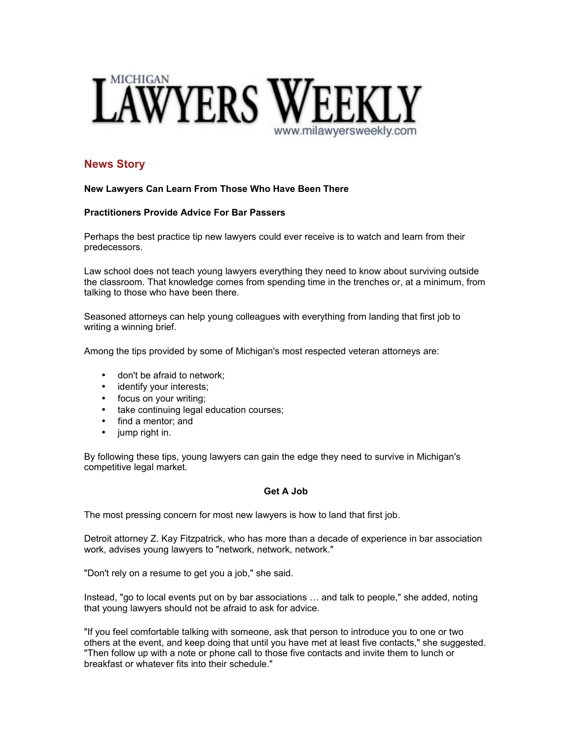# MICHIGAN LAWYERS WEEKLY

www.milawyersweekly.com

## News Story

**New Lawyers Can Learn From Those Who Have Been There**

**Practitioners Provide Advice For Bar Passers**

Perhaps the best practice tip new lawyers could ever receive is to watch and learn from their predecessors.

Law school does not teach young lawyers everything they need to know about surviving outside the classroom. That knowledge comes from spending time in the trenches or, at a minimum, from talking to those who have been there.

Seasoned attorneys can help young colleagues with everything from landing that first job to writing a winning brief.

Among the tips provided by some of Michigan's most respected veteran attorneys are:

- don't be afraid to network;
- identify your interests;
- focus on your writing;
- take continuing legal education courses;
- find a mentor; and
- jump right in.

By following these tips, young lawyers can gain the edge they need to survive in Michigan's competitive legal market.

### Get A Job

The most pressing concern for most new lawyers is how to land that first job.

Detroit attorney Z. Kay Fitzpatrick, who has more than a decade of experience in bar association work, advises young lawyers to "network, network, network."

"Don't rely on a resume to get you a job," she said.

Instead, "go to local events put on by bar associations … and talk to people," she added, noting that young lawyers should not be afraid to ask for advice.

"If you feel comfortable talking with someone, ask that person to introduce you to one or two others at the event, and keep doing that until you have met at least five contacts," she suggested. "Then follow up with a note or phone call to those five contacts and invite them to lunch or breakfast or whatever fits into their schedule."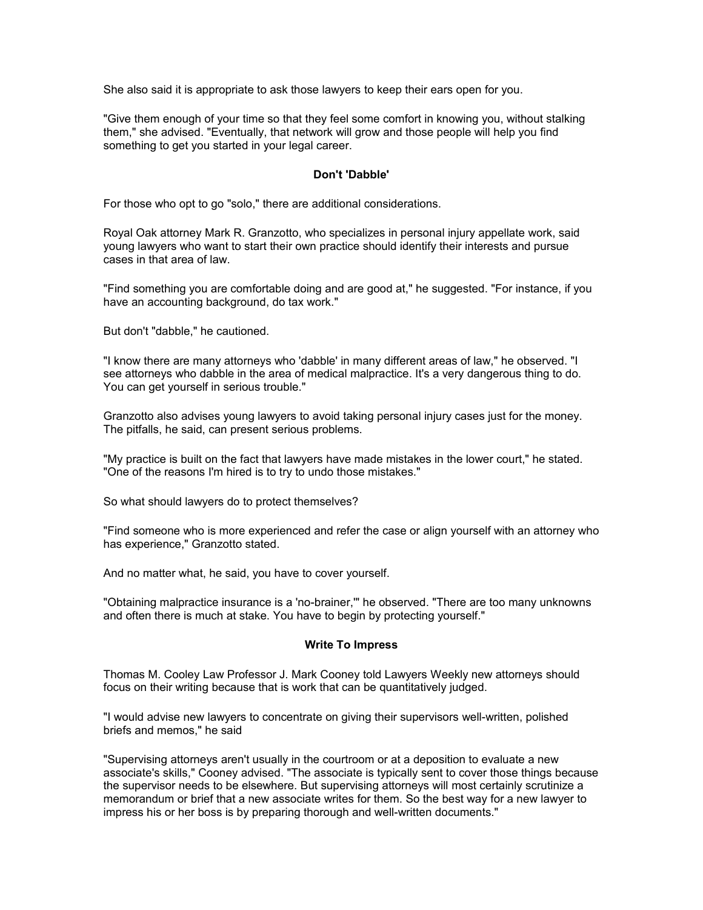She also said it is appropriate to ask those lawyers to keep their ears open for you.

"Give them enough of your time so that they feel some comfort in knowing you, without stalking them," she advised. "Eventually, that network will grow and those people will help you find something to get you started in your legal career.

### Don't 'Dabble'

For those who opt to go "solo," there are additional considerations.

Royal Oak attorney Mark R. Granzotto, who specializes in personal injury appellate work, said young lawyers who want to start their own practice should identify their interests and pursue cases in that area of law.

"Find something you are comfortable doing and are good at," he suggested. "For instance, if you have an accounting background, do tax work."

But don't "dabble," he cautioned.

"I know there are many attorneys who 'dabble' in many different areas of law," he observed. "I see attorneys who dabble in the area of medical malpractice. It's a very dangerous thing to do. You can get yourself in serious trouble."

Granzotto also advises young lawyers to avoid taking personal injury cases just for the money. The pitfalls, he said, can present serious problems.

"My practice is built on the fact that lawyers have made mistakes in the lower court," he stated. "One of the reasons I'm hired is to try to undo those mistakes."

So what should lawyers do to protect themselves?

"Find someone who is more experienced and refer the case or align yourself with an attorney who has experience," Granzotto stated.

And no matter what, he said, you have to cover yourself.

"Obtaining malpractice insurance is a 'no-brainer,'" he observed. "There are too many unknowns and often there is much at stake. You have to begin by protecting yourself."

### Write To Impress

Thomas M. Cooley Law Professor J. Mark Cooney told Lawyers Weekly new attorneys should focus on their writing because that is work that can be quantitatively judged.

"I would advise new lawyers to concentrate on giving their supervisors well-written, polished briefs and memos," he said

"Supervising attorneys aren't usually in the courtroom or at a deposition to evaluate a new associate's skills," Cooney advised. "The associate is typically sent to cover those things because the supervisor needs to be elsewhere. But supervising attorneys will most certainly scrutinize a memorandum or brief that a new associate writes for them. So the best way for a new lawyer to impress his or her boss is by preparing thorough and well-written documents."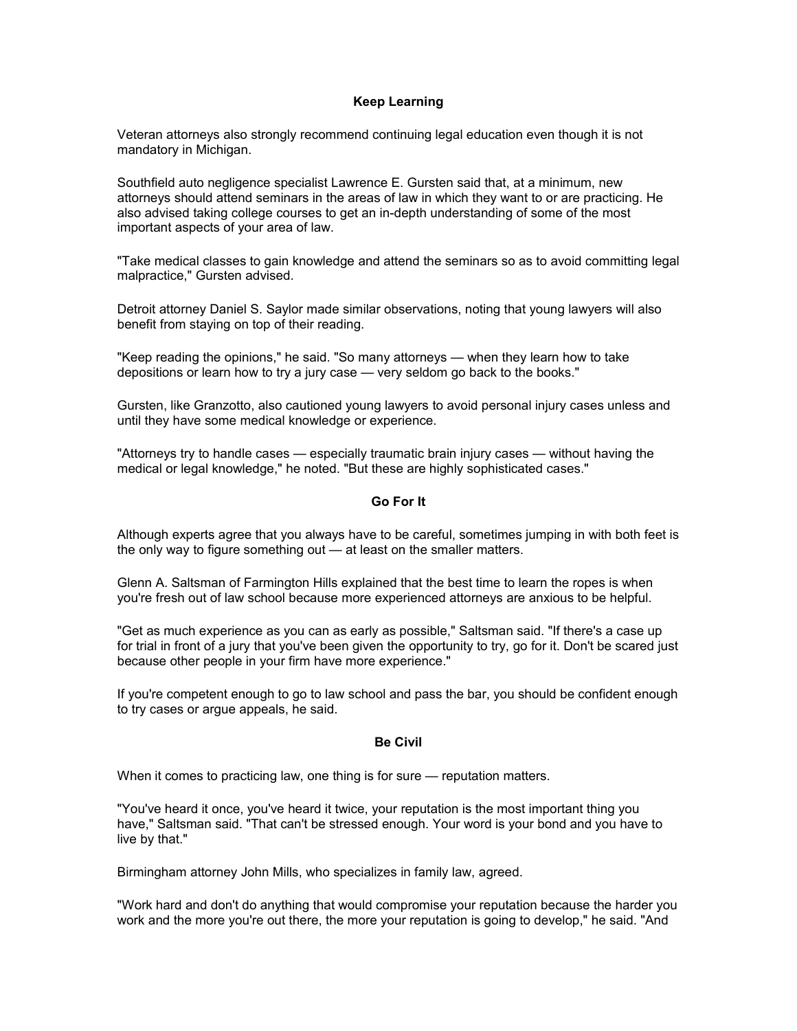### Keep Learning

Veteran attorneys also strongly recommend continuing legal education even though it is not mandatory in Michigan.

Southfield auto negligence specialist Lawrence E. Gursten said that, at a minimum, new attorneys should attend seminars in the areas of law in which they want to or are practicing. He also advised taking college courses to get an in-depth understanding of some of the most important aspects of your area of law.

"Take medical classes to gain knowledge and attend the seminars so as to avoid committing legal malpractice," Gursten advised.

Detroit attorney Daniel S. Saylor made similar observations, noting that young lawyers will also benefit from staying on top of their reading.

"Keep reading the opinions," he said. "So many attorneys — when they learn how to take depositions or learn how to try a jury case — very seldom go back to the books."

Gursten, like Granzotto, also cautioned young lawyers to avoid personal injury cases unless and until they have some medical knowledge or experience.

"Attorneys try to handle cases — especially traumatic brain injury cases — without having the medical or legal knowledge," he noted. "But these are highly sophisticated cases."

### Go For It

Although experts agree that you always have to be careful, sometimes jumping in with both feet is the only way to figure something out — at least on the smaller matters.

Glenn A. Saltsman of Farmington Hills explained that the best time to learn the ropes is when you're fresh out of law school because more experienced attorneys are anxious to be helpful.

"Get as much experience as you can as early as possible," Saltsman said. "If there's a case up for trial in front of a jury that you've been given the opportunity to try, go for it. Don't be scared just because other people in your firm have more experience."

If you're competent enough to go to law school and pass the bar, you should be confident enough to try cases or argue appeals, he said.

### Be Civil

When it comes to practicing law, one thing is for sure — reputation matters.

"You've heard it once, you've heard it twice, your reputation is the most important thing you have," Saltsman said. "That can't be stressed enough. Your word is your bond and you have to live by that."

Birmingham attorney John Mills, who specializes in family law, agreed.

"Work hard and don't do anything that would compromise your reputation because the harder you work and the more you're out there, the more your reputation is going to develop," he said. "And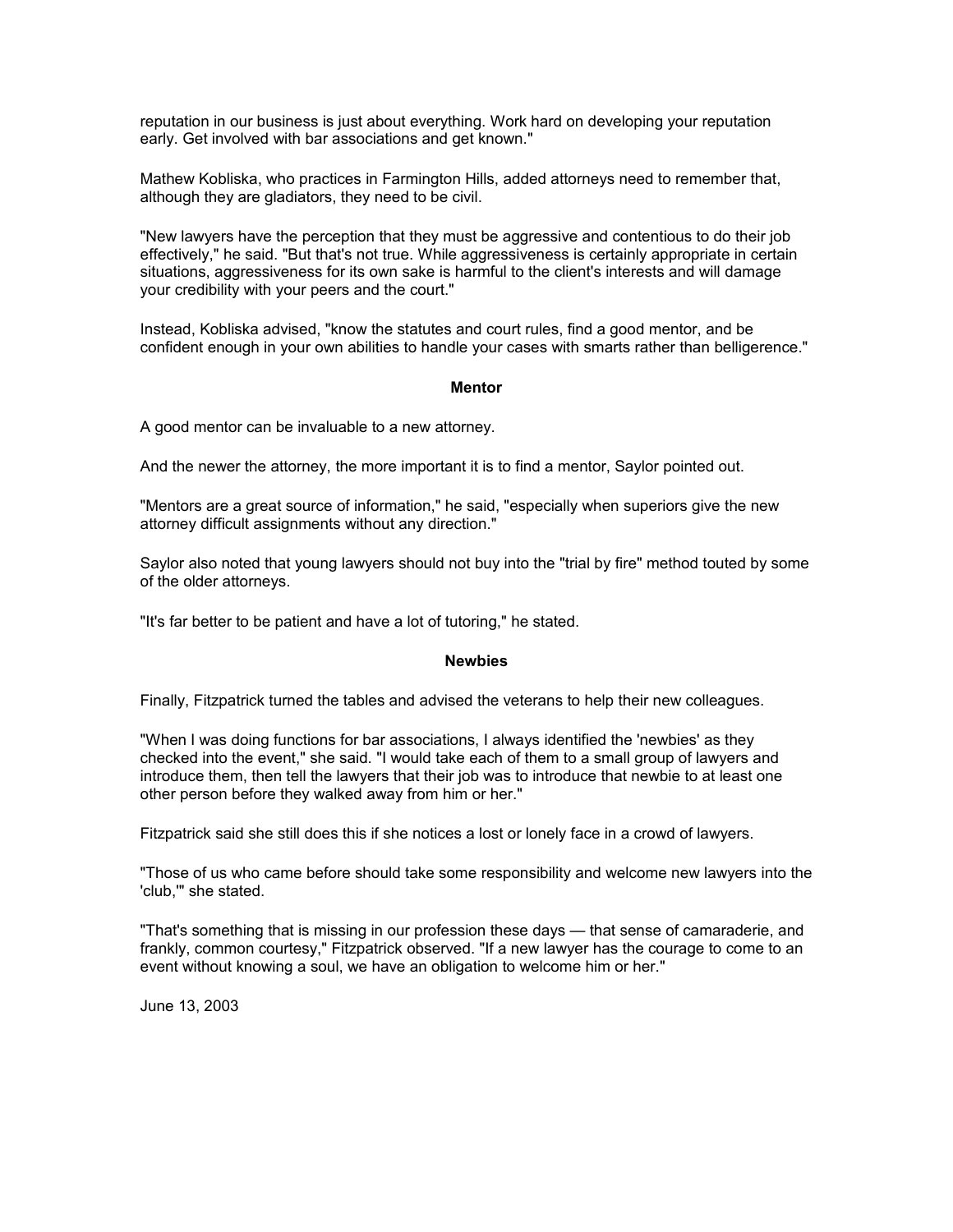reputation in our business is just about everything. Work hard on developing your reputation early. Get involved with bar associations and get known."

Mathew Kobliska, who practices in Farmington Hills, added attorneys need to remember that, although they are gladiators, they need to be civil.

"New lawyers have the perception that they must be aggressive and contentious to do their job effectively," he said. "But that's not true. While aggressiveness is certainly appropriate in certain situations, aggressiveness for its own sake is harmful to the client's interests and will damage your credibility with your peers and the court."

Instead, Kobliska advised, "know the statutes and court rules, find a good mentor, and be confident enough in your own abilities to handle your cases with smarts rather than belligerence."

## Mentor

A good mentor can be invaluable to a new attorney.

And the newer the attorney, the more important it is to find a mentor, Saylor pointed out.

"Mentors are a great source of information," he said, "especially when superiors give the new attorney difficult assignments without any direction."

Saylor also noted that young lawyers should not buy into the "trial by fire" method touted by some of the older attorneys.

"It's far better to be patient and have a lot of tutoring," he stated.

## Newbies

Finally, Fitzpatrick turned the tables and advised the veterans to help their new colleagues.

"When I was doing functions for bar associations, I always identified the 'newbies' as they checked into the event," she said. "I would take each of them to a small group of lawyers and introduce them, then tell the lawyers that their job was to introduce that newbie to at least one other person before they walked away from him or her."

Fitzpatrick said she still does this if she notices a lost or lonely face in a crowd of lawyers.

"Those of us who came before should take some responsibility and welcome new lawyers into the 'club,'" she stated.

"That's something that is missing in our profession these days — that sense of camaraderie, and frankly, common courtesy," Fitzpatrick observed. "If a new lawyer has the courage to come to an event without knowing a soul, we have an obligation to welcome him or her."

June 13, 2003